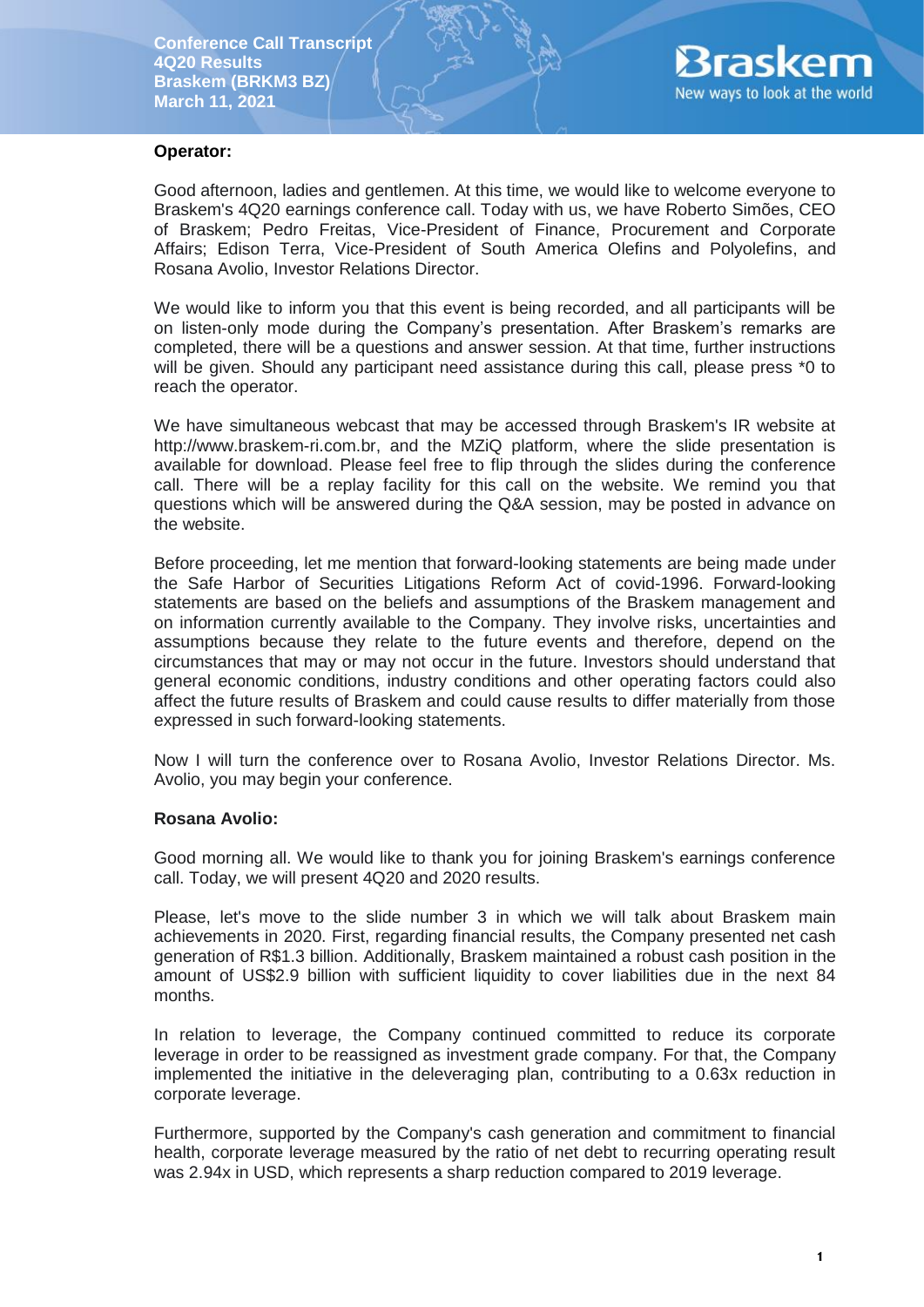**Conference Call Transcript**
**4Q20 Results**
**Braskem (BRKM3 BZ)**
**March 11, 2021**

**Operator:**

Good afternoon, ladies and gentlemen. At this time, we would like to welcome everyone to Braskem's 4Q20 earnings conference call. Today with us, we have Roberto Simões, CEO of Braskem; Pedro Freitas, Vice-President of Finance, Procurement and Corporate Affairs; Edison Terra, Vice-President of South America Olefins and Polyolefins, and Rosana Avolio, Investor Relations Director.

We would like to inform you that this event is being recorded, and all participants will be on listen-only mode during the Company's presentation. After Braskem's remarks are completed, there will be a questions and answer session. At that time, further instructions will be given. Should any participant need assistance during this call, please press *0 to reach the operator.

We have simultaneous webcast that may be accessed through Braskem's IR website at http://www.braskem-ri.com.br, and the MZiQ platform, where the slide presentation is available for download. Please feel free to flip through the slides during the conference call. There will be a replay facility for this call on the website. We remind you that questions which will be answered during the Q&A session, may be posted in advance on the website.

Before proceeding, let me mention that forward-looking statements are being made under the Safe Harbor of Securities Litigations Reform Act of covid-1996. Forward-looking statements are based on the beliefs and assumptions of the Braskem management and on information currently available to the Company. They involve risks, uncertainties and assumptions because they relate to the future events and therefore, depend on the circumstances that may or may not occur in the future. Investors should understand that general economic conditions, industry conditions and other operating factors could also affect the future results of Braskem and could cause results to differ materially from those expressed in such forward-looking statements.

Now I will turn the conference over to Rosana Avolio, Investor Relations Director. Ms. Avolio, you may begin your conference.

**Rosana Avolio:**

Good morning all. We would like to thank you for joining Braskem's earnings conference call. Today, we will present 4Q20 and 2020 results.

Please, let's move to the slide number 3 in which we will talk about Braskem main achievements in 2020. First, regarding financial results, the Company presented net cash generation of R$1.3 billion. Additionally, Braskem maintained a robust cash position in the amount of US$2.9 billion with sufficient liquidity to cover liabilities due in the next 84 months.

In relation to leverage, the Company continued committed to reduce its corporate leverage in order to be reassigned as investment grade company. For that, the Company implemented the initiative in the deleveraging plan, contributing to a 0.63x reduction in corporate leverage.

Furthermore, supported by the Company's cash generation and commitment to financial health, corporate leverage measured by the ratio of net debt to recurring operating result was 2.94x in USD, which represents a sharp reduction compared to 2019 leverage.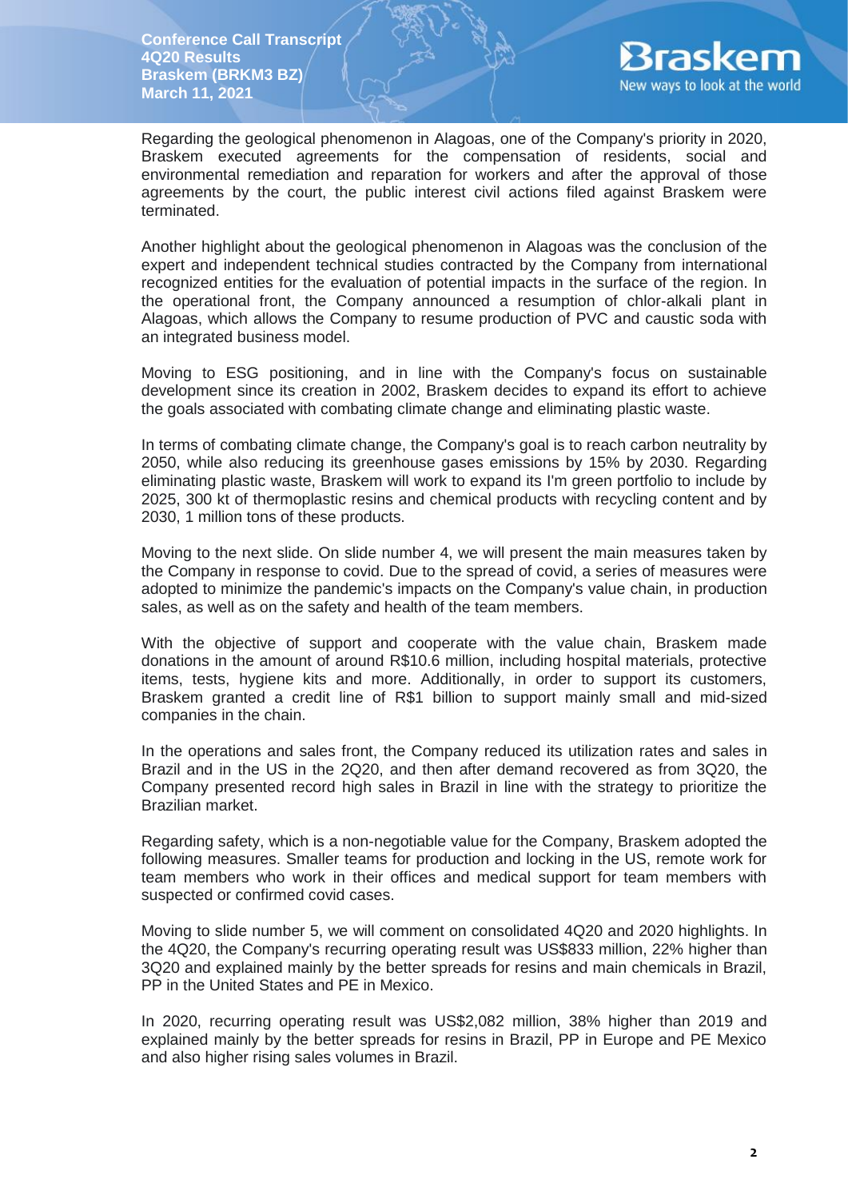Regarding the geological phenomenon in Alagoas, one of the Company's priority in 2020, Braskem executed agreements for the compensation of residents, social and environmental remediation and reparation for workers and after the approval of those agreements by the court, the public interest civil actions filed against Braskem were terminated.

Another highlight about the geological phenomenon in Alagoas was the conclusion of the expert and independent technical studies contracted by the Company from international recognized entities for the evaluation of potential impacts in the surface of the region. In the operational front, the Company announced a resumption of chlor-alkali plant in Alagoas, which allows the Company to resume production of PVC and caustic soda with an integrated business model.

Moving to ESG positioning, and in line with the Company's focus on sustainable development since its creation in 2002, Braskem decides to expand its effort to achieve the goals associated with combating climate change and eliminating plastic waste.

In terms of combating climate change, the Company's goal is to reach carbon neutrality by 2050, while also reducing its greenhouse gases emissions by 15% by 2030. Regarding eliminating plastic waste, Braskem will work to expand its I'm green portfolio to include by 2025, 300 kt of thermoplastic resins and chemical products with recycling content and by 2030, 1 million tons of these products.

Moving to the next slide. On slide number 4, we will present the main measures taken by the Company in response to covid. Due to the spread of covid, a series of measures were adopted to minimize the pandemic's impacts on the Company's value chain, in production sales, as well as on the safety and health of the team members.

With the objective of support and cooperate with the value chain, Braskem made donations in the amount of around R$10.6 million, including hospital materials, protective items, tests, hygiene kits and more. Additionally, in order to support its customers, Braskem granted a credit line of R$1 billion to support mainly small and mid-sized companies in the chain.

In the operations and sales front, the Company reduced its utilization rates and sales in Brazil and in the US in the 2Q20, and then after demand recovered as from 3Q20, the Company presented record high sales in Brazil in line with the strategy to prioritize the Brazilian market.

Regarding safety, which is a non-negotiable value for the Company, Braskem adopted the following measures. Smaller teams for production and locking in the US, remote work for team members who work in their offices and medical support for team members with suspected or confirmed covid cases.

Moving to slide number 5, we will comment on consolidated 4Q20 and 2020 highlights. In the 4Q20, the Company's recurring operating result was US$833 million, 22% higher than 3Q20 and explained mainly by the better spreads for resins and main chemicals in Brazil, PP in the United States and PE in Mexico.

In 2020, recurring operating result was US$2,082 million, 38% higher than 2019 and explained mainly by the better spreads for resins in Brazil, PP in Europe and PE Mexico and also higher rising sales volumes in Brazil.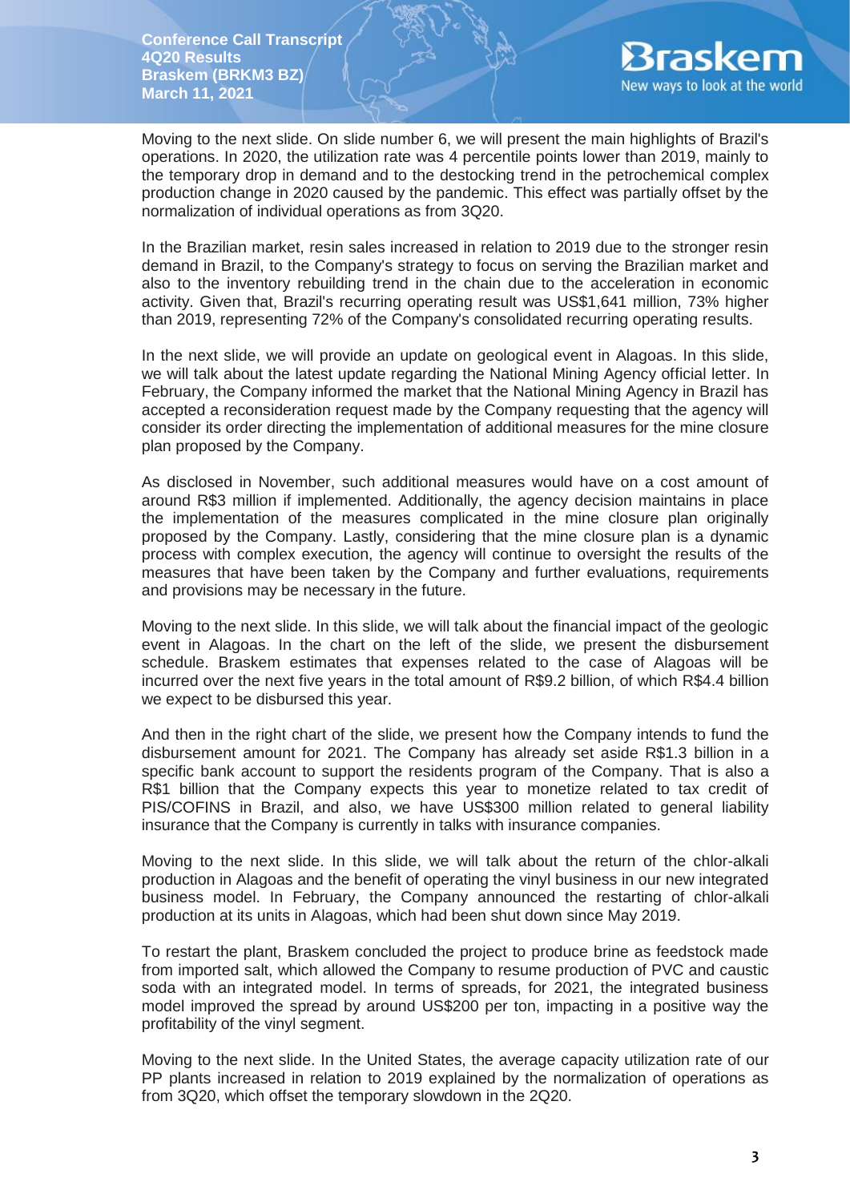Moving to the next slide. On slide number 6, we will present the main highlights of Brazil's operations. In 2020, the utilization rate was 4 percentile points lower than 2019, mainly to the temporary drop in demand and to the destocking trend in the petrochemical complex production change in 2020 caused by the pandemic. This effect was partially offset by the normalization of individual operations as from 3Q20.

In the Brazilian market, resin sales increased in relation to 2019 due to the stronger resin demand in Brazil, to the Company's strategy to focus on serving the Brazilian market and also to the inventory rebuilding trend in the chain due to the acceleration in economic activity. Given that, Brazil's recurring operating result was US$1,641 million, 73% higher than 2019, representing 72% of the Company's consolidated recurring operating results.

In the next slide, we will provide an update on geological event in Alagoas. In this slide, we will talk about the latest update regarding the National Mining Agency official letter. In February, the Company informed the market that the National Mining Agency in Brazil has accepted a reconsideration request made by the Company requesting that the agency will consider its order directing the implementation of additional measures for the mine closure plan proposed by the Company.

As disclosed in November, such additional measures would have on a cost amount of around R$3 million if implemented. Additionally, the agency decision maintains in place the implementation of the measures complicated in the mine closure plan originally proposed by the Company. Lastly, considering that the mine closure plan is a dynamic process with complex execution, the agency will continue to oversight the results of the measures that have been taken by the Company and further evaluations, requirements and provisions may be necessary in the future.

Moving to the next slide. In this slide, we will talk about the financial impact of the geologic event in Alagoas. In the chart on the left of the slide, we present the disbursement schedule. Braskem estimates that expenses related to the case of Alagoas will be incurred over the next five years in the total amount of R$9.2 billion, of which R$4.4 billion we expect to be disbursed this year.

And then in the right chart of the slide, we present how the Company intends to fund the disbursement amount for 2021. The Company has already set aside R$1.3 billion in a specific bank account to support the residents program of the Company. That is also a R$1 billion that the Company expects this year to monetize related to tax credit of PIS/COFINS in Brazil, and also, we have US$300 million related to general liability insurance that the Company is currently in talks with insurance companies.

Moving to the next slide. In this slide, we will talk about the return of the chlor-alkali production in Alagoas and the benefit of operating the vinyl business in our new integrated business model. In February, the Company announced the restarting of chlor-alkali production at its units in Alagoas, which had been shut down since May 2019.

To restart the plant, Braskem concluded the project to produce brine as feedstock made from imported salt, which allowed the Company to resume production of PVC and caustic soda with an integrated model. In terms of spreads, for 2021, the integrated business model improved the spread by around US$200 per ton, impacting in a positive way the profitability of the vinyl segment.

Moving to the next slide. In the United States, the average capacity utilization rate of our PP plants increased in relation to 2019 explained by the normalization of operations as from 3Q20, which offset the temporary slowdown in the 2Q20.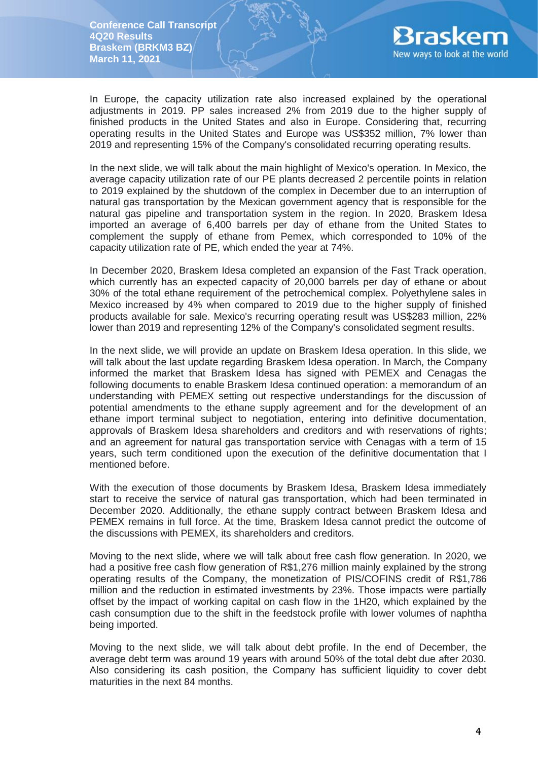In Europe, the capacity utilization rate also increased explained by the operational adjustments in 2019. PP sales increased 2% from 2019 due to the higher supply of finished products in the United States and also in Europe. Considering that, recurring operating results in the United States and Europe was US$352 million, 7% lower than 2019 and representing 15% of the Company's consolidated recurring operating results.

In the next slide, we will talk about the main highlight of Mexico's operation. In Mexico, the average capacity utilization rate of our PE plants decreased 2 percentile points in relation to 2019 explained by the shutdown of the complex in December due to an interruption of natural gas transportation by the Mexican government agency that is responsible for the natural gas pipeline and transportation system in the region. In 2020, Braskem Idesa imported an average of 6,400 barrels per day of ethane from the United States to complement the supply of ethane from Pemex, which corresponded to 10% of the capacity utilization rate of PE, which ended the year at 74%.

In December 2020, Braskem Idesa completed an expansion of the Fast Track operation, which currently has an expected capacity of 20,000 barrels per day of ethane or about 30% of the total ethane requirement of the petrochemical complex. Polyethylene sales in Mexico increased by 4% when compared to 2019 due to the higher supply of finished products available for sale. Mexico's recurring operating result was US$283 million, 22% lower than 2019 and representing 12% of the Company's consolidated segment results.

In the next slide, we will provide an update on Braskem Idesa operation. In this slide, we will talk about the last update regarding Braskem Idesa operation. In March, the Company informed the market that Braskem Idesa has signed with PEMEX and Cenagas the following documents to enable Braskem Idesa continued operation: a memorandum of an understanding with PEMEX setting out respective understandings for the discussion of potential amendments to the ethane supply agreement and for the development of an ethane import terminal subject to negotiation, entering into definitive documentation, approvals of Braskem Idesa shareholders and creditors and with reservations of rights; and an agreement for natural gas transportation service with Cenagas with a term of 15 years, such term conditioned upon the execution of the definitive documentation that I mentioned before.

With the execution of those documents by Braskem Idesa, Braskem Idesa immediately start to receive the service of natural gas transportation, which had been terminated in December 2020. Additionally, the ethane supply contract between Braskem Idesa and PEMEX remains in full force. At the time, Braskem Idesa cannot predict the outcome of the discussions with PEMEX, its shareholders and creditors.

Moving to the next slide, where we will talk about free cash flow generation. In 2020, we had a positive free cash flow generation of R$1,276 million mainly explained by the strong operating results of the Company, the monetization of PIS/COFINS credit of R$1,786 million and the reduction in estimated investments by 23%. Those impacts were partially offset by the impact of working capital on cash flow in the 1H20, which explained by the cash consumption due to the shift in the feedstock profile with lower volumes of naphtha being imported.

Moving to the next slide, we will talk about debt profile. In the end of December, the average debt term was around 19 years with around 50% of the total debt due after 2030. Also considering its cash position, the Company has sufficient liquidity to cover debt maturities in the next 84 months.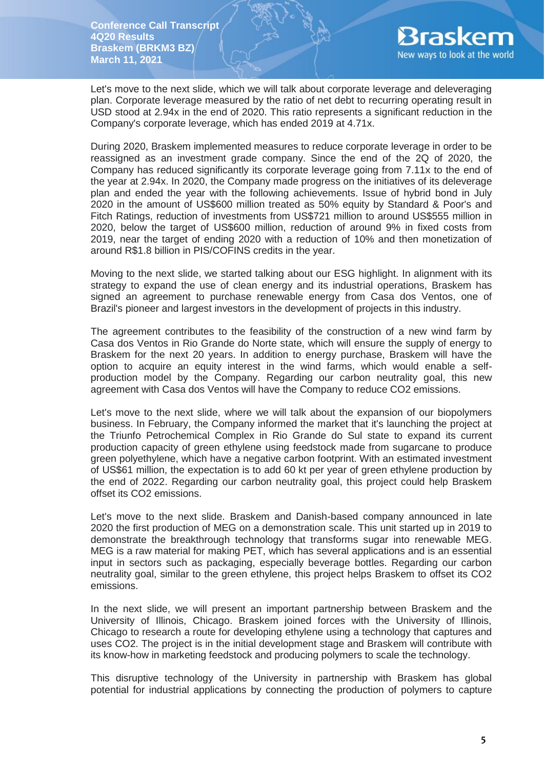Let's move to the next slide, which we will talk about corporate leverage and deleveraging plan. Corporate leverage measured by the ratio of net debt to recurring operating result in USD stood at 2.94x in the end of 2020. This ratio represents a significant reduction in the Company's corporate leverage, which has ended 2019 at 4.71x.

During 2020, Braskem implemented measures to reduce corporate leverage in order to be reassigned as an investment grade company. Since the end of the 2Q of 2020, the Company has reduced significantly its corporate leverage going from 7.11x to the end of the year at 2.94x. In 2020, the Company made progress on the initiatives of its deleverage plan and ended the year with the following achievements. Issue of hybrid bond in July 2020 in the amount of US$600 million treated as 50% equity by Standard & Poor's and Fitch Ratings, reduction of investments from US$721 million to around US$555 million in 2020, below the target of US$600 million, reduction of around 9% in fixed costs from 2019, near the target of ending 2020 with a reduction of 10% and then monetization of around R$1.8 billion in PIS/COFINS credits in the year.

Moving to the next slide, we started talking about our ESG highlight. In alignment with its strategy to expand the use of clean energy and its industrial operations, Braskem has signed an agreement to purchase renewable energy from Casa dos Ventos, one of Brazil's pioneer and largest investors in the development of projects in this industry.

The agreement contributes to the feasibility of the construction of a new wind farm by Casa dos Ventos in Rio Grande do Norte state, which will ensure the supply of energy to Braskem for the next 20 years. In addition to energy purchase, Braskem will have the option to acquire an equity interest in the wind farms, which would enable a self-production model by the Company. Regarding our carbon neutrality goal, this new agreement with Casa dos Ventos will have the Company to reduce $CO_2$ emissions.

Let's move to the next slide, where we will talk about the expansion of our biopolymers business. In February, the Company informed the market that it's launching the project at the Triunfo Petrochemical Complex in Rio Grande do Sul state to expand its current production capacity of green ethylene using feedstock made from sugarcane to produce green polyethylene, which have a negative carbon footprint. With an estimated investment of US$61 million, the expectation is to add 60 kt per year of green ethylene production by the end of 2022. Regarding our carbon neutrality goal, this project could help Braskem offset its $CO_2$ emissions.

Let's move to the next slide. Braskem and Danish-based company announced in late 2020 the first production of MEG on a demonstration scale. This unit started up in 2019 to demonstrate the breakthrough technology that transforms sugar into renewable MEG. MEG is a raw material for making PET, which has several applications and is an essential input in sectors such as packaging, especially beverage bottles. Regarding our carbon neutrality goal, similar to the green ethylene, this project helps Braskem to offset its $CO_2$ emissions.

In the next slide, we will present an important partnership between Braskem and the University of Illinois, Chicago. Braskem joined forces with the University of Illinois, Chicago to research a route for developing ethylene using a technology that captures and uses $CO_2$. The project is in the initial development stage and Braskem will contribute with its know-how in marketing feedstock and producing polymers to scale the technology.

This disruptive technology of the University in partnership with Braskem has global potential for industrial applications by connecting the production of polymers to capture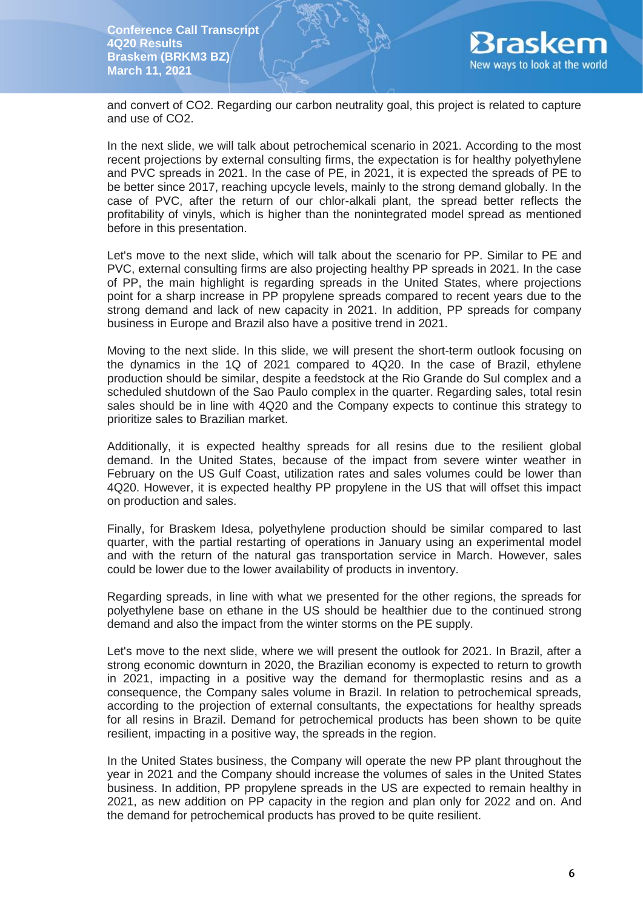and convert of $CO_2$. Regarding our carbon neutrality goal, this project is related to capture and use of $CO_2$.

In the next slide, we will talk about petrochemical scenario in 2021. According to the most recent projections by external consulting firms, the expectation is for healthy polyethylene and PVC spreads in 2021. In the case of PE, in 2021, it is expected the spreads of PE to be better since 2017, reaching upcycle levels, mainly to the strong demand globally. In the case of PVC, after the return of our chlor-alkali plant, the spread better reflects the profitability of vinyls, which is higher than the nonintegrated model spread as mentioned before in this presentation.

Let's move to the next slide, which will talk about the scenario for PP. Similar to PE and PVC, external consulting firms are also projecting healthy PP spreads in 2021. In the case of PP, the main highlight is regarding spreads in the United States, where projections point for a sharp increase in PP propylene spreads compared to recent years due to the strong demand and lack of new capacity in 2021. In addition, PP spreads for company business in Europe and Brazil also have a positive trend in 2021.

Moving to the next slide. In this slide, we will present the short-term outlook focusing on the dynamics in the 1Q of 2021 compared to 4Q20. In the case of Brazil, ethylene production should be similar, despite a feedstock at the Rio Grande do Sul complex and a scheduled shutdown of the Sao Paulo complex in the quarter. Regarding sales, total resin sales should be in line with 4Q20 and the Company expects to continue this strategy to prioritize sales to Brazilian market.

Additionally, it is expected healthy spreads for all resins due to the resilient global demand. In the United States, because of the impact from severe winter weather in February on the US Gulf Coast, utilization rates and sales volumes could be lower than 4Q20. However, it is expected healthy PP propylene in the US that will offset this impact on production and sales.

Finally, for Braskem Idesa, polyethylene production should be similar compared to last quarter, with the partial restarting of operations in January using an experimental model and with the return of the natural gas transportation service in March. However, sales could be lower due to the lower availability of products in inventory.

Regarding spreads, in line with what we presented for the other regions, the spreads for polyethylene base on ethane in the US should be healthier due to the continued strong demand and also the impact from the winter storms on the PE supply.

Let's move to the next slide, where we will present the outlook for 2021. In Brazil, after a strong economic downturn in 2020, the Brazilian economy is expected to return to growth in 2021, impacting in a positive way the demand for thermoplastic resins and as a consequence, the Company sales volume in Brazil. In relation to petrochemical spreads, according to the projection of external consultants, the expectations for healthy spreads for all resins in Brazil. Demand for petrochemical products has been shown to be quite resilient, impacting in a positive way, the spreads in the region.

In the United States business, the Company will operate the new PP plant throughout the year in 2021 and the Company should increase the volumes of sales in the United States business. In addition, PP propylene spreads in the US are expected to remain healthy in 2021, as new addition on PP capacity in the region and plan only for 2022 and on. And the demand for petrochemical products has proved to be quite resilient.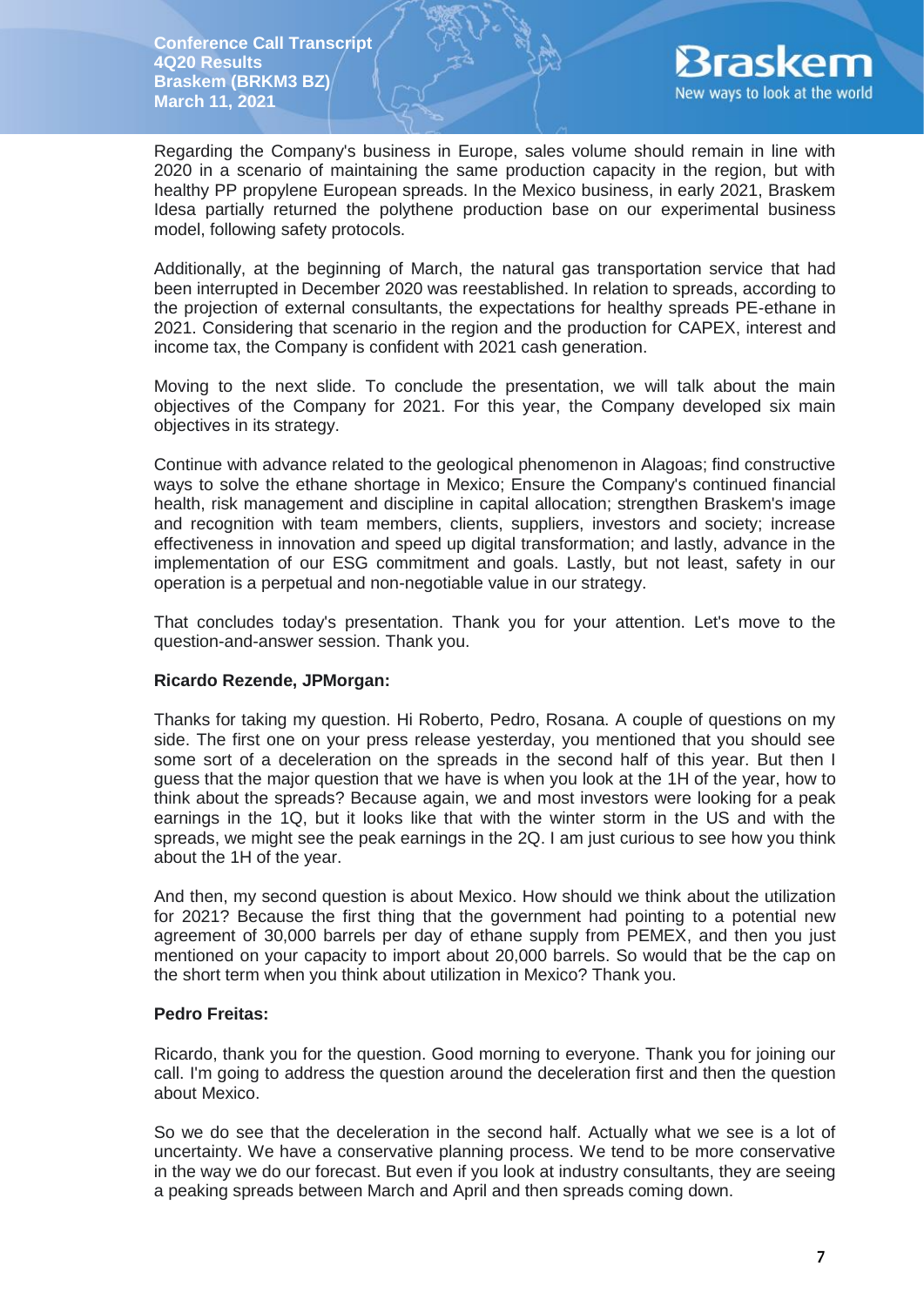Regarding the Company's business in Europe, sales volume should remain in line with 2020 in a scenario of maintaining the same production capacity in the region, but with healthy PP propylene European spreads. In the Mexico business, in early 2021, Braskem Idesa partially returned the polythene production base on our experimental business model, following safety protocols.

Additionally, at the beginning of March, the natural gas transportation service that had been interrupted in December 2020 was reestablished. In relation to spreads, according to the projection of external consultants, the expectations for healthy spreads PE-ethane in 2021. Considering that scenario in the region and the production for CAPEX, interest and income tax, the Company is confident with 2021 cash generation.

Moving to the next slide. To conclude the presentation, we will talk about the main objectives of the Company for 2021. For this year, the Company developed six main objectives in its strategy.

Continue with advance related to the geological phenomenon in Alagoas; find constructive ways to solve the ethane shortage in Mexico; Ensure the Company's continued financial health, risk management and discipline in capital allocation; strengthen Braskem's image and recognition with team members, clients, suppliers, investors and society; increase effectiveness in innovation and speed up digital transformation; and lastly, advance in the implementation of our ESG commitment and goals. Lastly, but not least, safety in our operation is a perpetual and non-negotiable value in our strategy.

That concludes today's presentation. Thank you for your attention. Let's move to the question-and-answer session. Thank you.

**Ricardo Rezende, JPMorgan:**

Thanks for taking my question. Hi Roberto, Pedro, Rosana. A couple of questions on my side. The first one on your press release yesterday, you mentioned that you should see some sort of a deceleration on the spreads in the second half of this year. But then I guess that the major question that we have is when you look at the 1H of the year, how to think about the spreads? Because again, we and most investors were looking for a peak earnings in the 1Q, but it looks like that with the winter storm in the US and with the spreads, we might see the peak earnings in the 2Q. I am just curious to see how you think about the 1H of the year.

And then, my second question is about Mexico. How should we think about the utilization for 2021? Because the first thing that the government had pointing to a potential new agreement of 30,000 barrels per day of ethane supply from PEMEX, and then you just mentioned on your capacity to import about 20,000 barrels. So would that be the cap on the short term when you think about utilization in Mexico? Thank you.

**Pedro Freitas:**

Ricardo, thank you for the question. Good morning to everyone. Thank you for joining our call. I'm going to address the question around the deceleration first and then the question about Mexico.

So we do see that the deceleration in the second half. Actually what we see is a lot of uncertainty. We have a conservative planning process. We tend to be more conservative in the way we do our forecast. But even if you look at industry consultants, they are seeing a peaking spreads between March and April and then spreads coming down.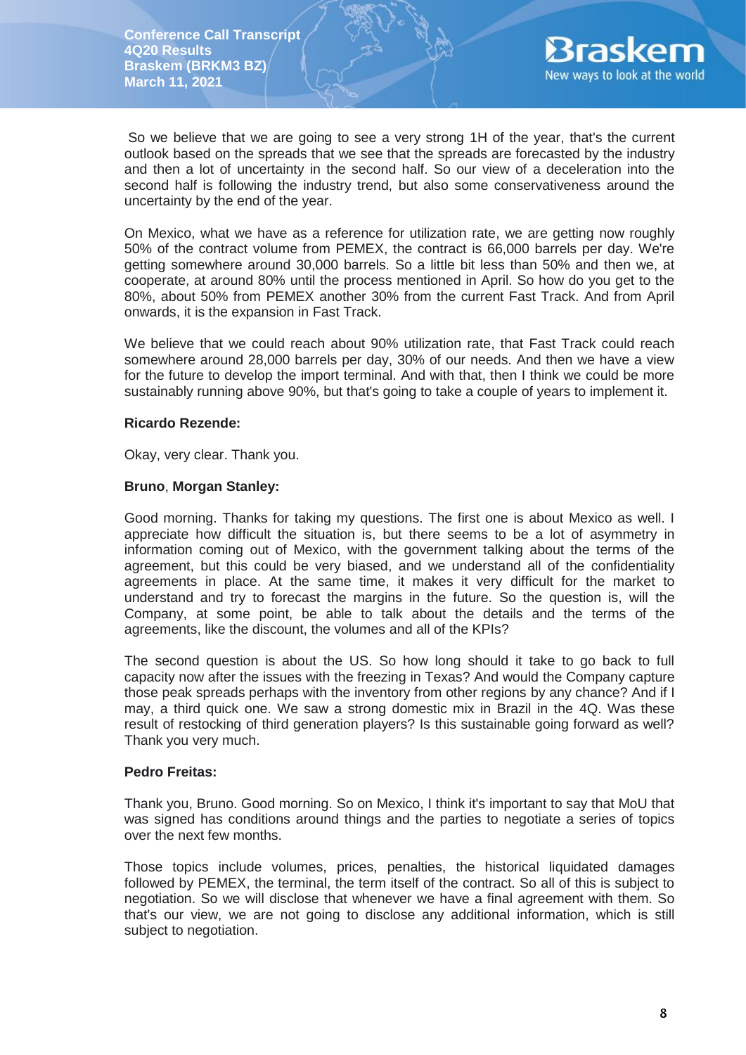So we believe that we are going to see a very strong 1H of the year, that's the current outlook based on the spreads that we see that the spreads are forecasted by the industry and then a lot of uncertainty in the second half. So our view of a deceleration into the second half is following the industry trend, but also some conservativeness around the uncertainty by the end of the year.

On Mexico, what we have as a reference for utilization rate, we are getting now roughly 50% of the contract volume from PEMEX, the contract is 66,000 barrels per day. We're getting somewhere around 30,000 barrels. So a little bit less than 50% and then we, at cooperate, at around 80% until the process mentioned in April. So how do you get to the 80%, about 50% from PEMEX another 30% from the current Fast Track. And from April onwards, it is the expansion in Fast Track.

We believe that we could reach about 90% utilization rate, that Fast Track could reach somewhere around 28,000 barrels per day, 30% of our needs. And then we have a view for the future to develop the import terminal. And with that, then I think we could be more sustainably running above 90%, but that's going to take a couple of years to implement it.

**Ricardo Rezende:**

Okay, very clear. Thank you.

**Bruno**, **Morgan Stanley:**

Good morning. Thanks for taking my questions. The first one is about Mexico as well. I appreciate how difficult the situation is, but there seems to be a lot of asymmetry in information coming out of Mexico, with the government talking about the terms of the agreement, but this could be very biased, and we understand all of the confidentiality agreements in place. At the same time, it makes it very difficult for the market to understand and try to forecast the margins in the future. So the question is, will the Company, at some point, be able to talk about the details and the terms of the agreements, like the discount, the volumes and all of the KPIs?

The second question is about the US. So how long should it take to go back to full capacity now after the issues with the freezing in Texas? And would the Company capture those peak spreads perhaps with the inventory from other regions by any chance? And if I may, a third quick one. We saw a strong domestic mix in Brazil in the 4Q. Was these result of restocking of third generation players? Is this sustainable going forward as well? Thank you very much.

**Pedro Freitas:**

Thank you, Bruno. Good morning. So on Mexico, I think it's important to say that MoU that was signed has conditions around things and the parties to negotiate a series of topics over the next few months.

Those topics include volumes, prices, penalties, the historical liquidated damages followed by PEMEX, the terminal, the term itself of the contract. So all of this is subject to negotiation. So we will disclose that whenever we have a final agreement with them. So that's our view, we are not going to disclose any additional information, which is still subject to negotiation.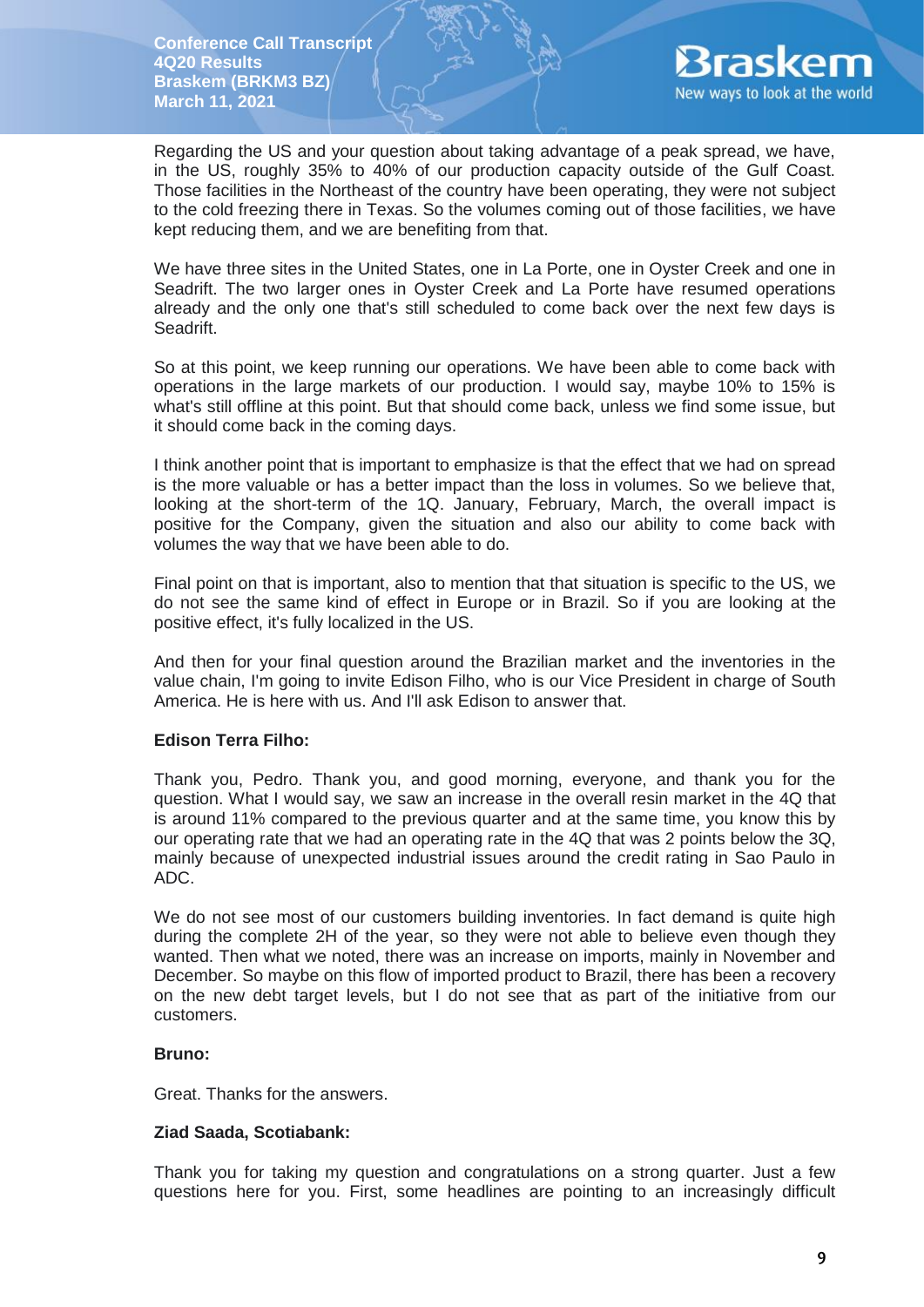Regarding the US and your question about taking advantage of a peak spread, we have, in the US, roughly 35% to 40% of our production capacity outside of the Gulf Coast. Those facilities in the Northeast of the country have been operating, they were not subject to the cold freezing there in Texas. So the volumes coming out of those facilities, we have kept reducing them, and we are benefiting from that.

We have three sites in the United States, one in La Porte, one in Oyster Creek and one in Seadrift. The two larger ones in Oyster Creek and La Porte have resumed operations already and the only one that's still scheduled to come back over the next few days is Seadrift.

So at this point, we keep running our operations. We have been able to come back with operations in the large markets of our production. I would say, maybe 10% to 15% is what's still offline at this point. But that should come back, unless we find some issue, but it should come back in the coming days.

I think another point that is important to emphasize is that the effect that we had on spread is the more valuable or has a better impact than the loss in volumes. So we believe that, looking at the short-term of the 1Q. January, February, March, the overall impact is positive for the Company, given the situation and also our ability to come back with volumes the way that we have been able to do.

Final point on that is important, also to mention that that situation is specific to the US, we do not see the same kind of effect in Europe or in Brazil. So if you are looking at the positive effect, it's fully localized in the US.

And then for your final question around the Brazilian market and the inventories in the value chain, I'm going to invite Edison Filho, who is our Vice President in charge of South America. He is here with us. And I'll ask Edison to answer that.

**Edison Terra Filho:**

Thank you, Pedro. Thank you, and good morning, everyone, and thank you for the question. What I would say, we saw an increase in the overall resin market in the 4Q that is around 11% compared to the previous quarter and at the same time, you know this by our operating rate that we had an operating rate in the 4Q that was 2 points below the 3Q, mainly because of unexpected industrial issues around the credit rating in Sao Paulo in ADC.

We do not see most of our customers building inventories. In fact demand is quite high during the complete 2H of the year, so they were not able to believe even though they wanted. Then what we noted, there was an increase on imports, mainly in November and December. So maybe on this flow of imported product to Brazil, there has been a recovery on the new debt target levels, but I do not see that as part of the initiative from our customers.

**Bruno:**

Great. Thanks for the answers.

**Ziad Saada, Scotiabank:**

Thank you for taking my question and congratulations on a strong quarter. Just a few questions here for you. First, some headlines are pointing to an increasingly difficult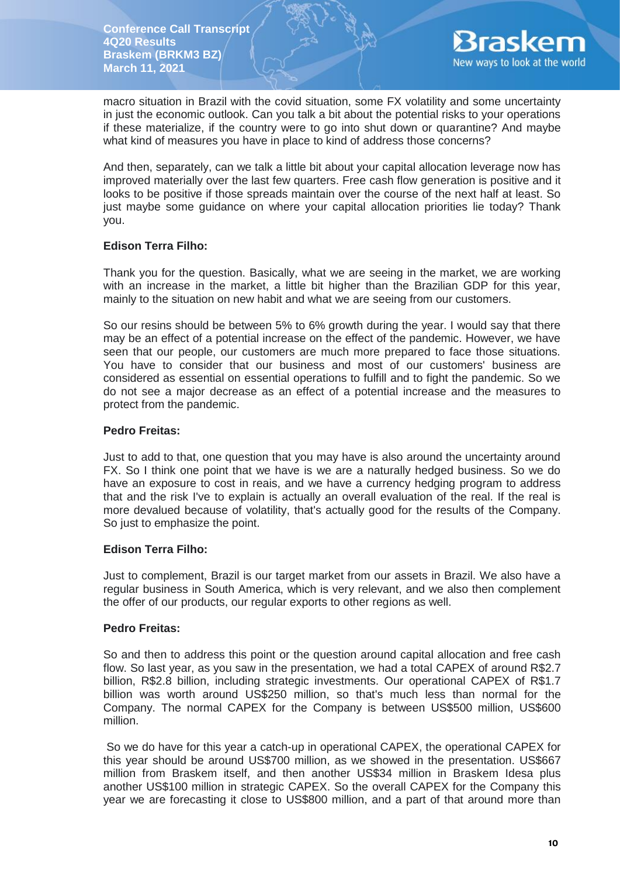macro situation in Brazil with the covid situation, some FX volatility and some uncertainty in just the economic outlook. Can you talk a bit about the potential risks to your operations if these materialize, if the country were to go into shut down or quarantine? And maybe what kind of measures you have in place to kind of address those concerns?

And then, separately, can we talk a little bit about your capital allocation leverage now has improved materially over the last few quarters. Free cash flow generation is positive and it looks to be positive if those spreads maintain over the course of the next half at least. So just maybe some guidance on where your capital allocation priorities lie today? Thank you.

**Edison Terra Filho:**

Thank you for the question. Basically, what we are seeing in the market, we are working with an increase in the market, a little bit higher than the Brazilian GDP for this year, mainly to the situation on new habit and what we are seeing from our customers.

So our resins should be between 5% to 6% growth during the year. I would say that there may be an effect of a potential increase on the effect of the pandemic. However, we have seen that our people, our customers are much more prepared to face those situations. You have to consider that our business and most of our customers' business are considered as essential on essential operations to fulfill and to fight the pandemic. So we do not see a major decrease as an effect of a potential increase and the measures to protect from the pandemic.

**Pedro Freitas:**

Just to add to that, one question that you may have is also around the uncertainty around FX. So I think one point that we have is we are a naturally hedged business. So we do have an exposure to cost in reais, and we have a currency hedging program to address that and the risk I've to explain is actually an overall evaluation of the real. If the real is more devalued because of volatility, that's actually good for the results of the Company. So just to emphasize the point.

**Edison Terra Filho:**

Just to complement, Brazil is our target market from our assets in Brazil. We also have a regular business in South America, which is very relevant, and we also then complement the offer of our products, our regular exports to other regions as well.

**Pedro Freitas:**

So and then to address this point or the question around capital allocation and free cash flow. So last year, as you saw in the presentation, we had a total CAPEX of around R$2.7 billion, R$2.8 billion, including strategic investments. Our operational CAPEX of R$1.7 billion was worth around US$250 million, so that's much less than normal for the Company. The normal CAPEX for the Company is between US$500 million, US$600 million.

So we do have for this year a catch-up in operational CAPEX, the operational CAPEX for this year should be around US$700 million, as we showed in the presentation. US$667 million from Braskem itself, and then another US$34 million in Braskem Idesa plus another US$100 million in strategic CAPEX. So the overall CAPEX for the Company this year we are forecasting it close to US$800 million, and a part of that around more than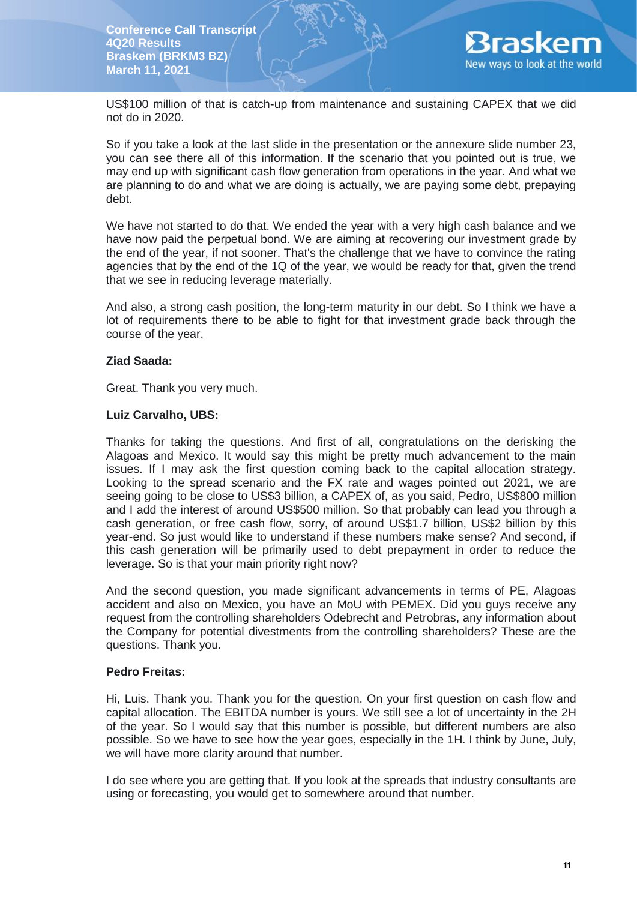US$100 million of that is catch-up from maintenance and sustaining CAPEX that we did not do in 2020.

So if you take a look at the last slide in the presentation or the annexure slide number 23, you can see there all of this information. If the scenario that you pointed out is true, we may end up with significant cash flow generation from operations in the year. And what we are planning to do and what we are doing is actually, we are paying some debt, prepaying debt.

We have not started to do that. We ended the year with a very high cash balance and we have now paid the perpetual bond. We are aiming at recovering our investment grade by the end of the year, if not sooner. That's the challenge that we have to convince the rating agencies that by the end of the 1Q of the year, we would be ready for that, given the trend that we see in reducing leverage materially.

And also, a strong cash position, the long-term maturity in our debt. So I think we have a lot of requirements there to be able to fight for that investment grade back through the course of the year.

**Ziad Saada:**

Great. Thank you very much.

**Luiz Carvalho, UBS:**

Thanks for taking the questions. And first of all, congratulations on the derisking the Alagoas and Mexico. It would say this might be pretty much advancement to the main issues. If I may ask the first question coming back to the capital allocation strategy. Looking to the spread scenario and the FX rate and wages pointed out 2021, we are seeing going to be close to US$3 billion, a CAPEX of, as you said, Pedro, US$800 million and I add the interest of around US$500 million. So that probably can lead you through a cash generation, or free cash flow, sorry, of around US$1.7 billion, US$2 billion by this year-end. So just would like to understand if these numbers make sense? And second, if this cash generation will be primarily used to debt prepayment in order to reduce the leverage. So is that your main priority right now?

And the second question, you made significant advancements in terms of PE, Alagoas accident and also on Mexico, you have an MoU with PEMEX. Did you guys receive any request from the controlling shareholders Odebrecht and Petrobras, any information about the Company for potential divestments from the controlling shareholders? These are the questions. Thank you.

**Pedro Freitas:**

Hi, Luis. Thank you. Thank you for the question. On your first question on cash flow and capital allocation. The EBITDA number is yours. We still see a lot of uncertainty in the 2H of the year. So I would say that this number is possible, but different numbers are also possible. So we have to see how the year goes, especially in the 1H. I think by June, July, we will have more clarity around that number.

I do see where you are getting that. If you look at the spreads that industry consultants are using or forecasting, you would get to somewhere around that number.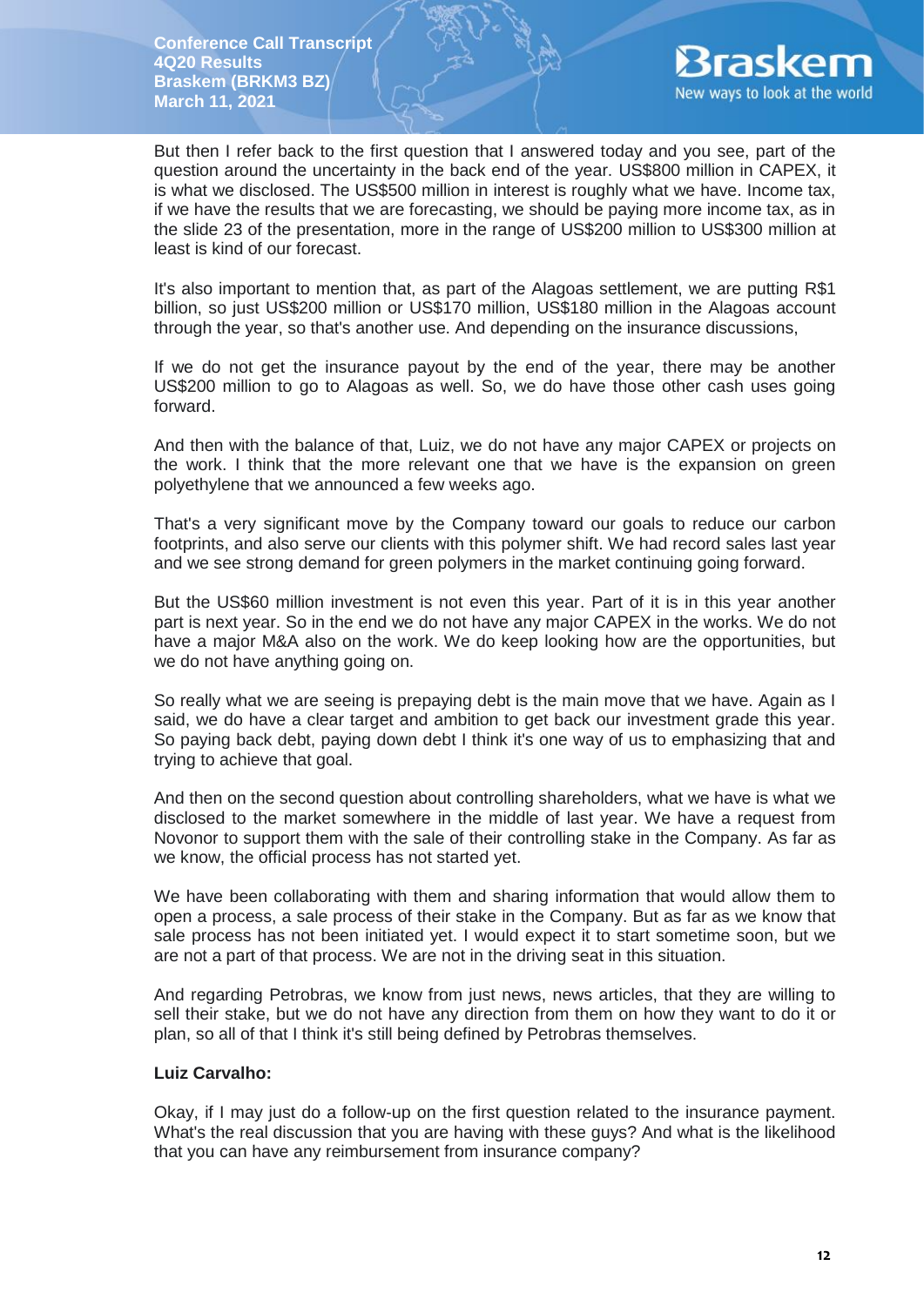But then I refer back to the first question that I answered today and you see, part of the question around the uncertainty in the back end of the year. US$800 million in CAPEX, it is what we disclosed. The US$500 million in interest is roughly what we have. Income tax, if we have the results that we are forecasting, we should be paying more income tax, as in the slide 23 of the presentation, more in the range of US$200 million to US$300 million at least is kind of our forecast.

It's also important to mention that, as part of the Alagoas settlement, we are putting R$1 billion, so just US$200 million or US$170 million, US$180 million in the Alagoas account through the year, so that's another use. And depending on the insurance discussions,

If we do not get the insurance payout by the end of the year, there may be another US$200 million to go to Alagoas as well. So, we do have those other cash uses going forward.

And then with the balance of that, Luiz, we do not have any major CAPEX or projects on the work. I think that the more relevant one that we have is the expansion on green polyethylene that we announced a few weeks ago.

That's a very significant move by the Company toward our goals to reduce our carbon footprints, and also serve our clients with this polymer shift. We had record sales last year and we see strong demand for green polymers in the market continuing going forward.

But the US$60 million investment is not even this year. Part of it is in this year another part is next year. So in the end we do not have any major CAPEX in the works. We do not have a major M&A also on the work. We do keep looking how are the opportunities, but we do not have anything going on.

So really what we are seeing is prepaying debt is the main move that we have. Again as I said, we do have a clear target and ambition to get back our investment grade this year. So paying back debt, paying down debt I think it's one way of us to emphasizing that and trying to achieve that goal.

And then on the second question about controlling shareholders, what we have is what we disclosed to the market somewhere in the middle of last year. We have a request from Novonor to support them with the sale of their controlling stake in the Company. As far as we know, the official process has not started yet.

We have been collaborating with them and sharing information that would allow them to open a process, a sale process of their stake in the Company. But as far as we know that sale process has not been initiated yet. I would expect it to start sometime soon, but we are not a part of that process. We are not in the driving seat in this situation.

And regarding Petrobras, we know from just news, news articles, that they are willing to sell their stake, but we do not have any direction from them on how they want to do it or plan, so all of that I think it's still being defined by Petrobras themselves.

**Luiz Carvalho:**

Okay, if I may just do a follow-up on the first question related to the insurance payment. What's the real discussion that you are having with these guys? And what is the likelihood that you can have any reimbursement from insurance company?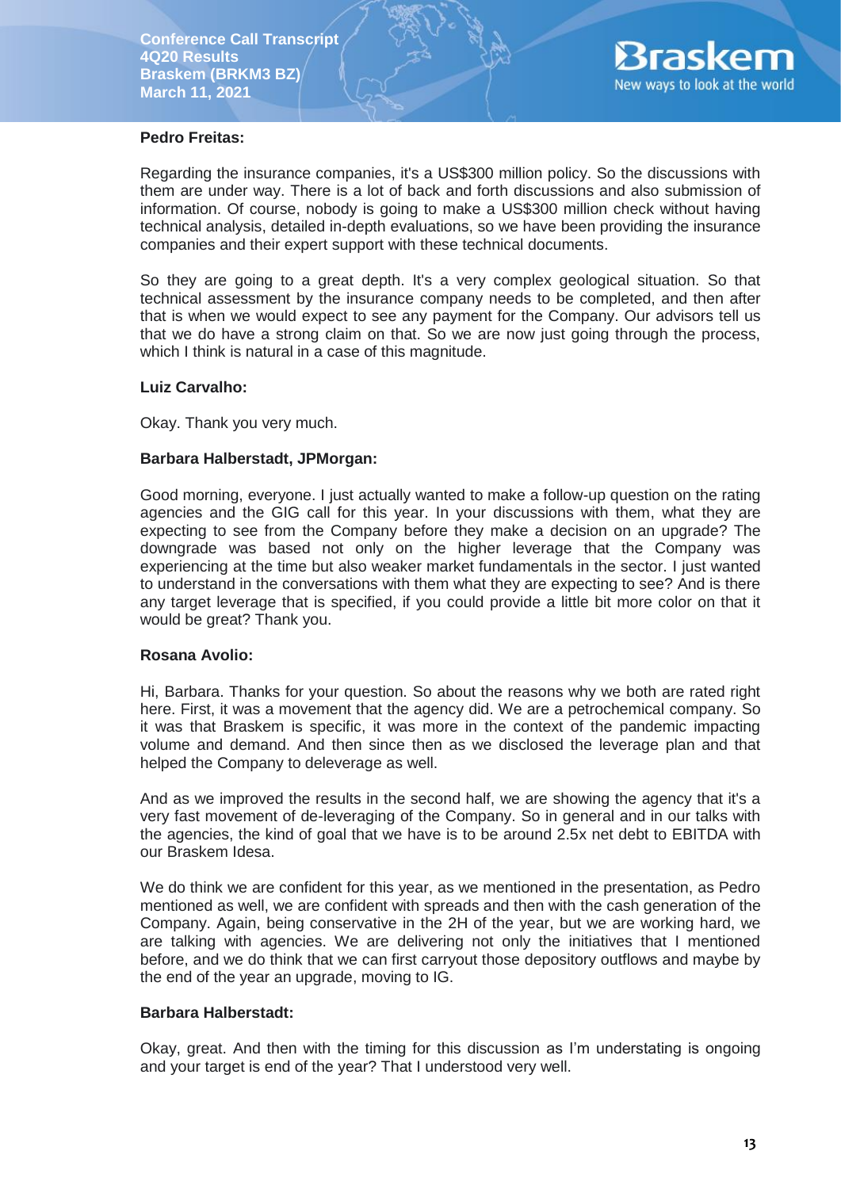**Pedro Freitas:**

Regarding the insurance companies, it's a US$300 million policy. So the discussions with them are under way. There is a lot of back and forth discussions and also submission of information. Of course, nobody is going to make a US$300 million check without having technical analysis, detailed in-depth evaluations, so we have been providing the insurance companies and their expert support with these technical documents.

So they are going to a great depth. It's a very complex geological situation. So that technical assessment by the insurance company needs to be completed, and then after that is when we would expect to see any payment for the Company. Our advisors tell us that we do have a strong claim on that. So we are now just going through the process, which I think is natural in a case of this magnitude.

**Luiz Carvalho:**

Okay. Thank you very much.

**Barbara Halberstadt, JPMorgan:**

Good morning, everyone. I just actually wanted to make a follow-up question on the rating agencies and the GIG call for this year. In your discussions with them, what they are expecting to see from the Company before they make a decision on an upgrade? The downgrade was based not only on the higher leverage that the Company was experiencing at the time but also weaker market fundamentals in the sector. I just wanted to understand in the conversations with them what they are expecting to see? And is there any target leverage that is specified, if you could provide a little bit more color on that it would be great? Thank you.

**Rosana Avolio:**

Hi, Barbara. Thanks for your question. So about the reasons why we both are rated right here. First, it was a movement that the agency did. We are a petrochemical company. So it was that Braskem is specific, it was more in the context of the pandemic impacting volume and demand. And then since then as we disclosed the leverage plan and that helped the Company to deleverage as well.

And as we improved the results in the second half, we are showing the agency that it's a very fast movement of de-leveraging of the Company. So in general and in our talks with the agencies, the kind of goal that we have is to be around 2.5x net debt to EBITDA with our Braskem Idesa.

We do think we are confident for this year, as we mentioned in the presentation, as Pedro mentioned as well, we are confident with spreads and then with the cash generation of the Company. Again, being conservative in the 2H of the year, but we are working hard, we are talking with agencies. We are delivering not only the initiatives that I mentioned before, and we do think that we can first carryout those depository outflows and maybe by the end of the year an upgrade, moving to IG.

**Barbara Halberstadt:**

Okay, great. And then with the timing for this discussion as I'm understating is ongoing and your target is end of the year? That I understood very well.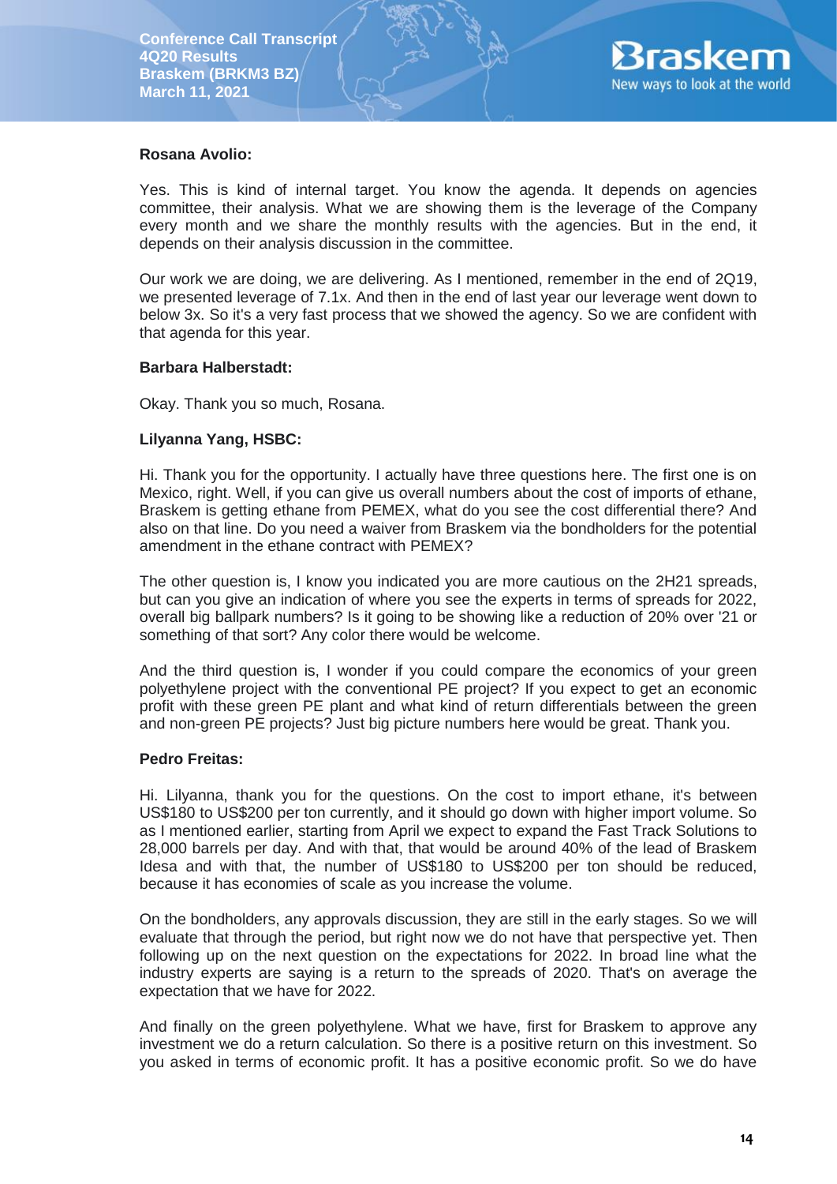**Rosana Avolio:**

Yes. This is kind of internal target. You know the agenda. It depends on agencies committee, their analysis. What we are showing them is the leverage of the Company every month and we share the monthly results with the agencies. But in the end, it depends on their analysis discussion in the committee.

Our work we are doing, we are delivering. As I mentioned, remember in the end of 2Q19, we presented leverage of 7.1x. And then in the end of last year our leverage went down to below 3x. So it's a very fast process that we showed the agency. So we are confident with that agenda for this year.

**Barbara Halberstadt:**

Okay. Thank you so much, Rosana.

**Lilyanna Yang, HSBC:**

Hi. Thank you for the opportunity. I actually have three questions here. The first one is on Mexico, right. Well, if you can give us overall numbers about the cost of imports of ethane, Braskem is getting ethane from PEMEX, what do you see the cost differential there? And also on that line. Do you need a waiver from Braskem via the bondholders for the potential amendment in the ethane contract with PEMEX?

The other question is, I know you indicated you are more cautious on the 2H21 spreads, but can you give an indication of where you see the experts in terms of spreads for 2022, overall big ballpark numbers? Is it going to be showing like a reduction of 20% over '21 or something of that sort? Any color there would be welcome.

And the third question is, I wonder if you could compare the economics of your green polyethylene project with the conventional PE project? If you expect to get an economic profit with these green PE plant and what kind of return differentials between the green and non-green PE projects? Just big picture numbers here would be great. Thank you.

**Pedro Freitas:**

Hi. Lilyanna, thank you for the questions. On the cost to import ethane, it's between US$180 to US$200 per ton currently, and it should go down with higher import volume. So as I mentioned earlier, starting from April we expect to expand the Fast Track Solutions to 28,000 barrels per day. And with that, that would be around 40% of the lead of Braskem Idesa and with that, the number of US$180 to US$200 per ton should be reduced, because it has economies of scale as you increase the volume.

On the bondholders, any approvals discussion, they are still in the early stages. So we will evaluate that through the period, but right now we do not have that perspective yet. Then following up on the next question on the expectations for 2022. In broad line what the industry experts are saying is a return to the spreads of 2020. That's on average the expectation that we have for 2022.

And finally on the green polyethylene. What we have, first for Braskem to approve any investment we do a return calculation. So there is a positive return on this investment. So you asked in terms of economic profit. It has a positive economic profit. So we do have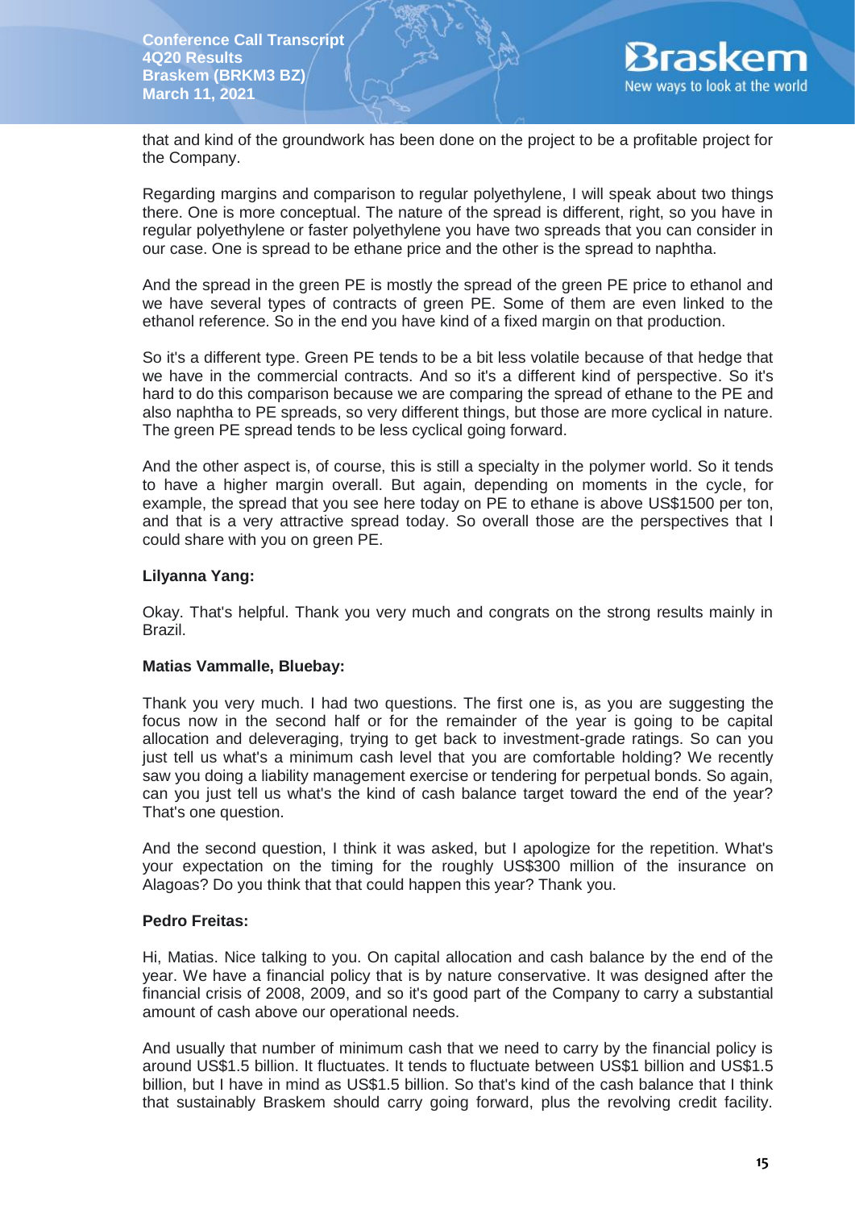that and kind of the groundwork has been done on the project to be a profitable project for the Company.

Regarding margins and comparison to regular polyethylene, I will speak about two things there. One is more conceptual. The nature of the spread is different, right, so you have in regular polyethylene or faster polyethylene you have two spreads that you can consider in our case. One is spread to be ethane price and the other is the spread to naphtha.

And the spread in the green PE is mostly the spread of the green PE price to ethanol and we have several types of contracts of green PE. Some of them are even linked to the ethanol reference. So in the end you have kind of a fixed margin on that production.

So it's a different type. Green PE tends to be a bit less volatile because of that hedge that we have in the commercial contracts. And so it's a different kind of perspective. So it's hard to do this comparison because we are comparing the spread of ethane to the PE and also naphtha to PE spreads, so very different things, but those are more cyclical in nature. The green PE spread tends to be less cyclical going forward.

And the other aspect is, of course, this is still a specialty in the polymer world. So it tends to have a higher margin overall. But again, depending on moments in the cycle, for example, the spread that you see here today on PE to ethane is above US$1500 per ton, and that is a very attractive spread today. So overall those are the perspectives that I could share with you on green PE.

**Lilyanna Yang:**

Okay. That's helpful. Thank you very much and congrats on the strong results mainly in Brazil.

**Matias Vammalle, Bluebay:**

Thank you very much. I had two questions. The first one is, as you are suggesting the focus now in the second half or for the remainder of the year is going to be capital allocation and deleveraging, trying to get back to investment-grade ratings. So can you just tell us what's a minimum cash level that you are comfortable holding? We recently saw you doing a liability management exercise or tendering for perpetual bonds. So again, can you just tell us what's the kind of cash balance target toward the end of the year? That's one question.

And the second question, I think it was asked, but I apologize for the repetition. What's your expectation on the timing for the roughly US$300 million of the insurance on Alagoas? Do you think that that could happen this year? Thank you.

**Pedro Freitas:**

Hi, Matias. Nice talking to you. On capital allocation and cash balance by the end of the year. We have a financial policy that is by nature conservative. It was designed after the financial crisis of 2008, 2009, and so it's good part of the Company to carry a substantial amount of cash above our operational needs.

And usually that number of minimum cash that we need to carry by the financial policy is around US$1.5 billion. It fluctuates. It tends to fluctuate between US$1 billion and US$1.5 billion, but I have in mind as US$1.5 billion. So that's kind of the cash balance that I think that sustainably Braskem should carry going forward, plus the revolving credit facility.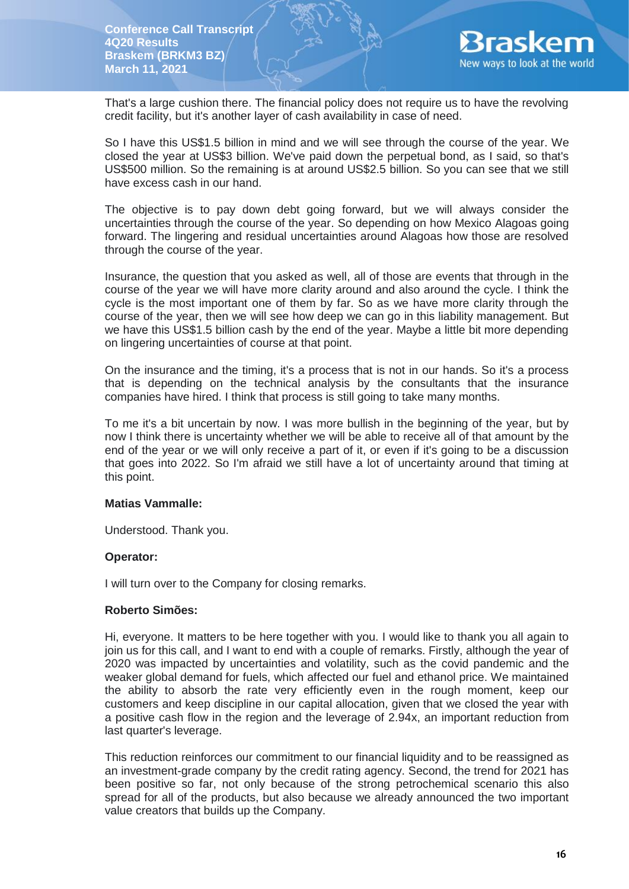That's a large cushion there. The financial policy does not require us to have the revolving credit facility, but it's another layer of cash availability in case of need.

So I have this US$1.5 billion in mind and we will see through the course of the year. We closed the year at US$3 billion. We've paid down the perpetual bond, as I said, so that's US$500 million. So the remaining is at around US$2.5 billion. So you can see that we still have excess cash in our hand.

The objective is to pay down debt going forward, but we will always consider the uncertainties through the course of the year. So depending on how Mexico Alagoas going forward. The lingering and residual uncertainties around Alagoas how those are resolved through the course of the year.

Insurance, the question that you asked as well, all of those are events that through in the course of the year we will have more clarity around and also around the cycle. I think the cycle is the most important one of them by far. So as we have more clarity through the course of the year, then we will see how deep we can go in this liability management. But we have this US$1.5 billion cash by the end of the year. Maybe a little bit more depending on lingering uncertainties of course at that point.

On the insurance and the timing, it's a process that is not in our hands. So it's a process that is depending on the technical analysis by the consultants that the insurance companies have hired. I think that process is still going to take many months.

To me it's a bit uncertain by now. I was more bullish in the beginning of the year, but by now I think there is uncertainty whether we will be able to receive all of that amount by the end of the year or we will only receive a part of it, or even if it's going to be a discussion that goes into 2022. So I'm afraid we still have a lot of uncertainty around that timing at this point.

**Matias Vammalle:**

Understood. Thank you.

**Operator:**

I will turn over to the Company for closing remarks.

**Roberto Simões:**

Hi, everyone. It matters to be here together with you. I would like to thank you all again to join us for this call, and I want to end with a couple of remarks. Firstly, although the year of 2020 was impacted by uncertainties and volatility, such as the covid pandemic and the weaker global demand for fuels, which affected our fuel and ethanol price. We maintained the ability to absorb the rate very efficiently even in the rough moment, keep our customers and keep discipline in our capital allocation, given that we closed the year with a positive cash flow in the region and the leverage of 2.94x, an important reduction from last quarter's leverage.

This reduction reinforces our commitment to our financial liquidity and to be reassigned as an investment-grade company by the credit rating agency. Second, the trend for 2021 has been positive so far, not only because of the strong petrochemical scenario this also spread for all of the products, but also because we already announced the two important value creators that builds up the Company.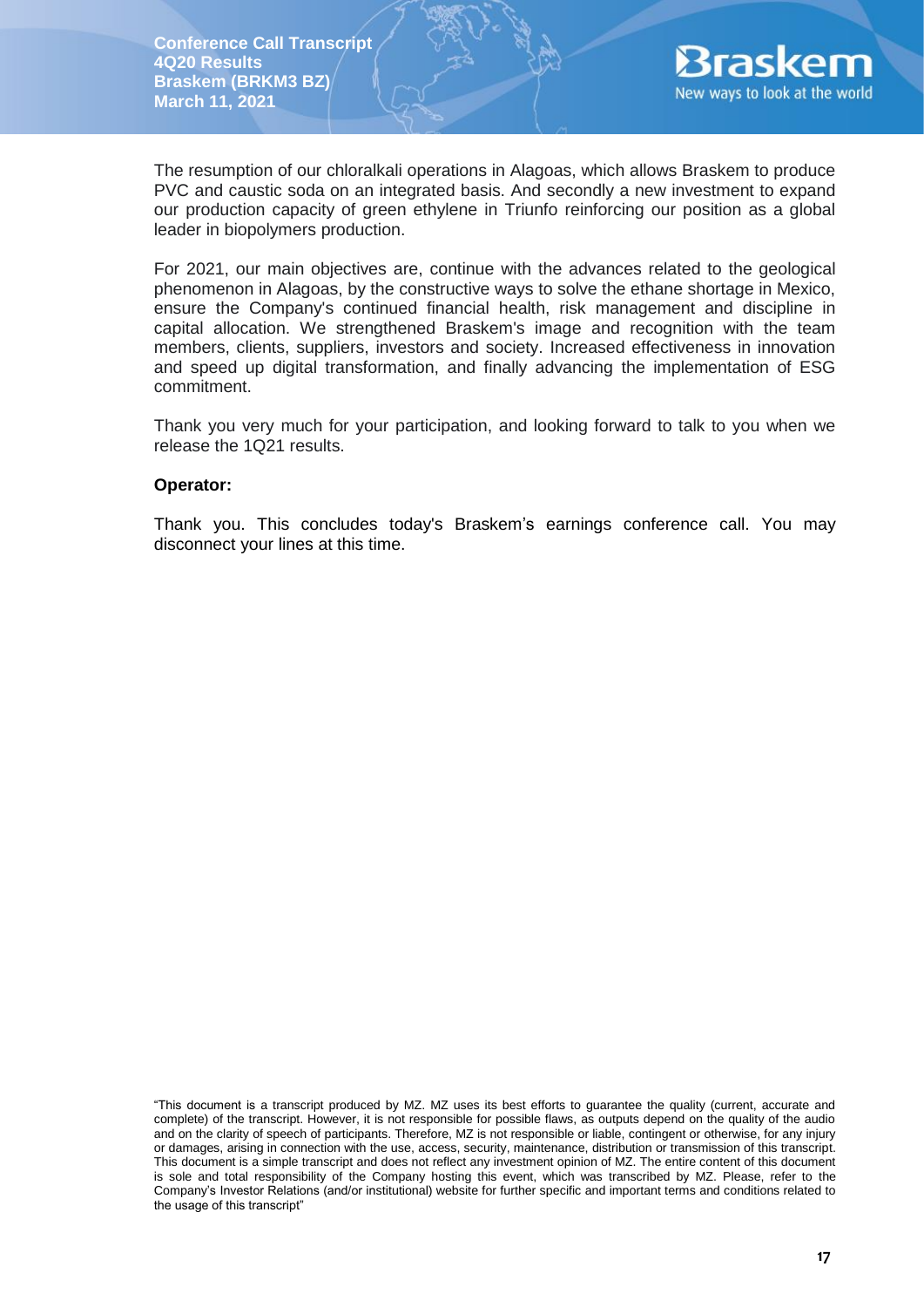The resumption of our chloralkali operations in Alagoas, which allows Braskem to produce PVC and caustic soda on an integrated basis. And secondly a new investment to expand our production capacity of green ethylene in Triunfo reinforcing our position as a global leader in biopolymers production.

For 2021, our main objectives are, continue with the advances related to the geological phenomenon in Alagoas, by the constructive ways to solve the ethane shortage in Mexico, ensure the Company's continued financial health, risk management and discipline in capital allocation. We strengthened Braskem's image and recognition with the team members, clients, suppliers, investors and society. Increased effectiveness in innovation and speed up digital transformation, and finally advancing the implementation of ESG commitment.

Thank you very much for your participation, and looking forward to talk to you when we release the 1Q21 results.

**Operator:**

Thank you. This concludes today's Braskem's earnings conference call. You may disconnect your lines at this time.

"This document is a transcript produced by MZ. MZ uses its best efforts to guarantee the quality (current, accurate and complete) of the transcript. However, it is not responsible for possible flaws, as outputs depend on the quality of the audio and on the clarity of speech of participants. Therefore, MZ is not responsible or liable, contingent or otherwise, for any injury or damages, arising in connection with the use, access, security, maintenance, distribution or transmission of this transcript. This document is a simple transcript and does not reflect any investment opinion of MZ. The entire content of this document is sole and total responsibility of the Company hosting this event, which was transcribed by MZ. Please, refer to the Company's Investor Relations (and/or institutional) website for further specific and important terms and conditions related to the usage of this transcript"